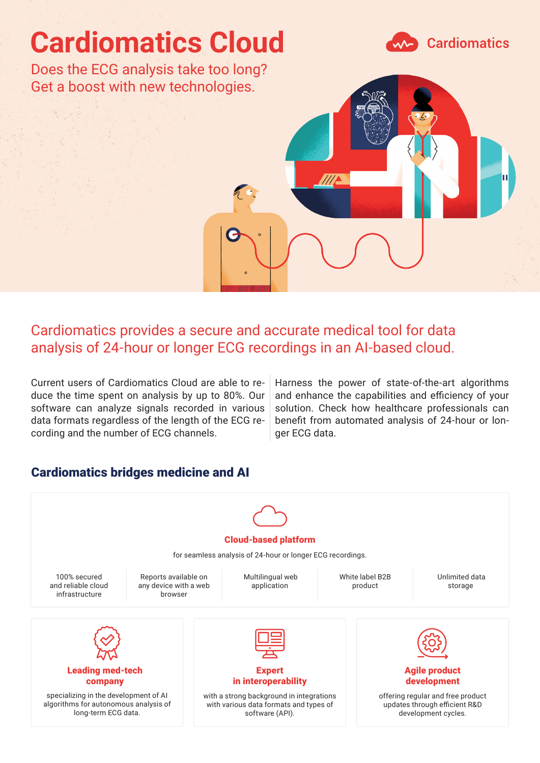# Cardiomatics Cloud

Cardiomatics

Does the ECG analysis take too long?
Get a boost with new technologies.

## Cardiomatics provides a secure and accurate medical tool for data analysis of 24-hour or longer ECG recordings in an AI-based cloud.

Current users of Cardiomatics Cloud are able to reduce the time spent on analysis by up to 80%. Our software can analyze signals recorded in various data formats regardless of the length of the ECG recording and the number of ECG channels.

Harness the power of state-of-the-art algorithms and enhance the capabilities and efficiency of your solution. Check how healthcare professionals can benefit from automated analysis of 24-hour or longer ECG data.

## Cardiomatics bridges medicine and AI

### Cloud-based platform

for seamless analysis of 24-hour or longer ECG recordings.

- 100% secured and reliable cloud infrastructure
- Reports available on any device with a web browser
- Multilingual web application
- White label B2B product
- Unlimited data storage

### Leading med-tech company

specializing in the development of AI algorithms for autonomous analysis of long-term ECG data.

### Expert in interoperability

with a strong background in integrations with various data formats and types of software (API).

### Agile product development

offering regular and free product updates through efficient R&D development cycles.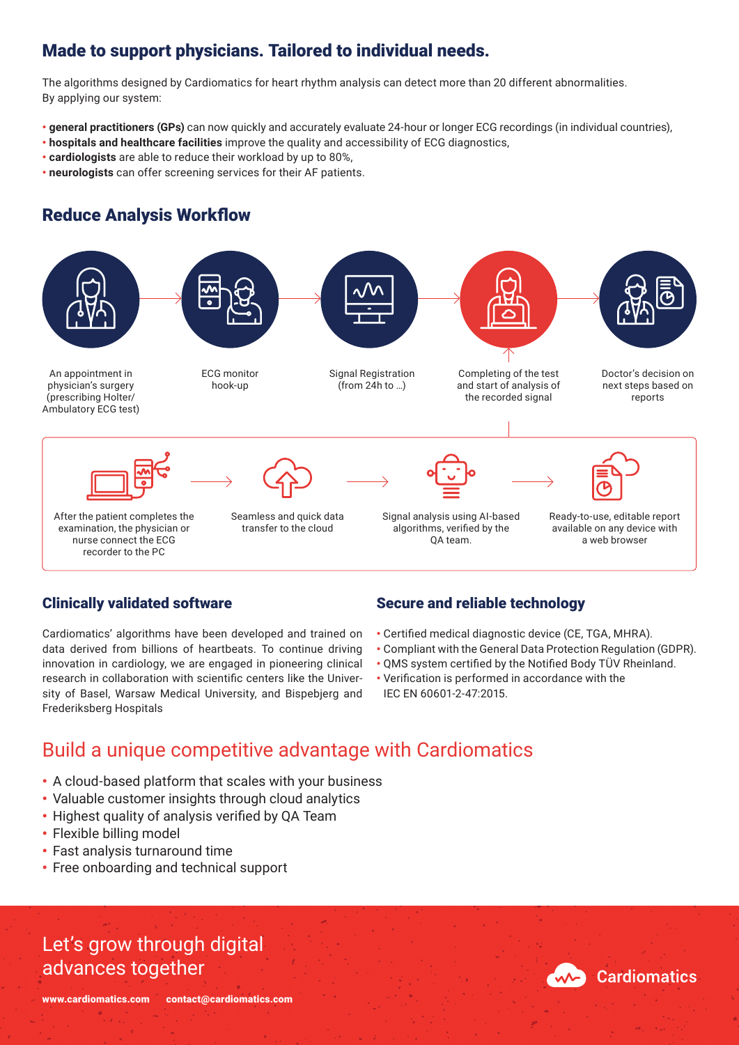## Made to support physicians. Tailored to individual needs.

The algorithms designed by Cardiomatics for heart rhythm analysis can detect more than 20 different abnormalities. By applying our system:

- **general practitioners (GPs)** can now quickly and accurately evaluate 24-hour or longer ECG recordings (in individual countries),
- **hospitals and healthcare facilities** improve the quality and accessibility of ECG diagnostics,
- **cardiologists** are able to reduce their workload by up to 80%,
- **neurologists** can offer screening services for their AF patients.

## Reduce Analysis Workflow

An appointment in physician's surgery (prescribing Holter/ Ambulatory ECG test)

ECG monitor hook-up

Signal Registration (from 24h to …)

Completing of the test and start of analysis of the recorded signal

Doctor's decision on next steps based on reports

After the patient completes the examination, the physician or nurse connect the ECG recorder to the PC

Seamless and quick data transfer to the cloud

Signal analysis using AI-based algorithms, verified by the QA team.

Ready-to-use, editable report available on any device with a web browser

### Clinically validated software

Cardiomatics' algorithms have been developed and trained on data derived from billions of heartbeats. To continue driving innovation in cardiology, we are engaged in pioneering clinical research in collaboration with scientific centers like the University of Basel, Warsaw Medical University, and Bispebjerg and Frederiksberg Hospitals

### Secure and reliable technology

- Certified medical diagnostic device (CE, TGA, MHRA).
- Compliant with the General Data Protection Regulation (GDPR).
- QMS system certified by the Notified Body TÜV Rheinland.
- Verification is performed in accordance with the IEC EN 60601-2-47:2015.

## Build a unique competitive advantage with Cardiomatics

- A cloud-based platform that scales with your business
- Valuable customer insights through cloud analytics
- Highest quality of analysis verified by QA Team
- Flexible billing model
- Fast analysis turnaround time
- Free onboarding and technical support

Let's grow through digital advances together

www.cardiomatics.com contact@cardiomatics.com

Cardiomatics